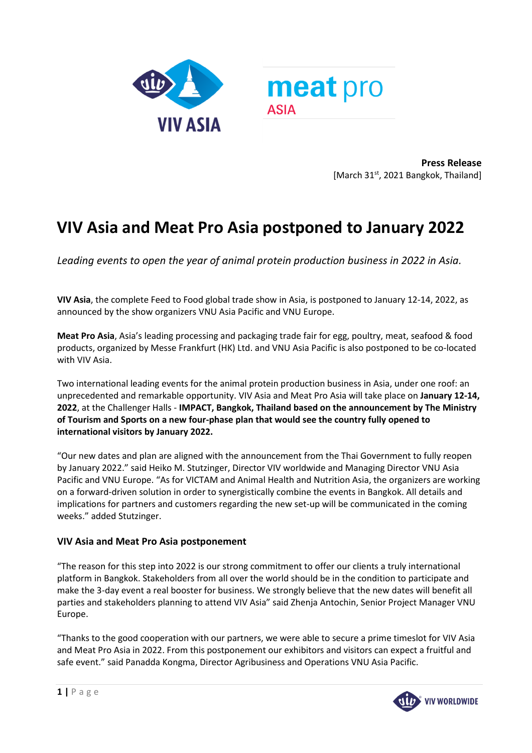**Press Release**
[March 31st, 2021 Bangkok, Thailand]

# VIV Asia and Meat Pro Asia postponed to January 2022

*Leading events to open the year of animal protein production business in 2022 in Asia.*

**VIV Asia**, the complete Feed to Food global trade show in Asia, is postponed to January 12-14, 2022, as announced by the show organizers VNU Asia Pacific and VNU Europe.

**Meat Pro Asia**, Asia's leading processing and packaging trade fair for egg, poultry, meat, seafood & food products, organized by Messe Frankfurt (HK) Ltd. and VNU Asia Pacific is also postponed to be co-located with VIV Asia.

Two international leading events for the animal protein production business in Asia, under one roof: an unprecedented and remarkable opportunity. VIV Asia and Meat Pro Asia will take place on **January 12-14, 2022**, at the Challenger Halls - **IMPACT, Bangkok, Thailand based on the announcement by The Ministry of Tourism and Sports on a new four-phase plan that would see the country fully opened to international visitors by January 2022.**

"Our new dates and plan are aligned with the announcement from the Thai Government to fully reopen by January 2022." said Heiko M. Stutzinger, Director VIV worldwide and Managing Director VNU Asia Pacific and VNU Europe. "As for VICTAM and Animal Health and Nutrition Asia, the organizers are working on a forward-driven solution in order to synergistically combine the events in Bangkok. All details and implications for partners and customers regarding the new set-up will be communicated in the coming weeks." added Stutzinger.

### VIV Asia and Meat Pro Asia postponement

"The reason for this step into 2022 is our strong commitment to offer our clients a truly international platform in Bangkok. Stakeholders from all over the world should be in the condition to participate and make the 3-day event a real booster for business. We strongly believe that the new dates will benefit all parties and stakeholders planning to attend VIV Asia" said Zhenja Antochin, Senior Project Manager VNU Europe.

"Thanks to the good cooperation with our partners, we were able to secure a prime timeslot for VIV Asia and Meat Pro Asia in 2022. From this postponement our exhibitors and visitors can expect a fruitful and safe event." said Panadda Kongma, Director Agribusiness and Operations VNU Asia Pacific.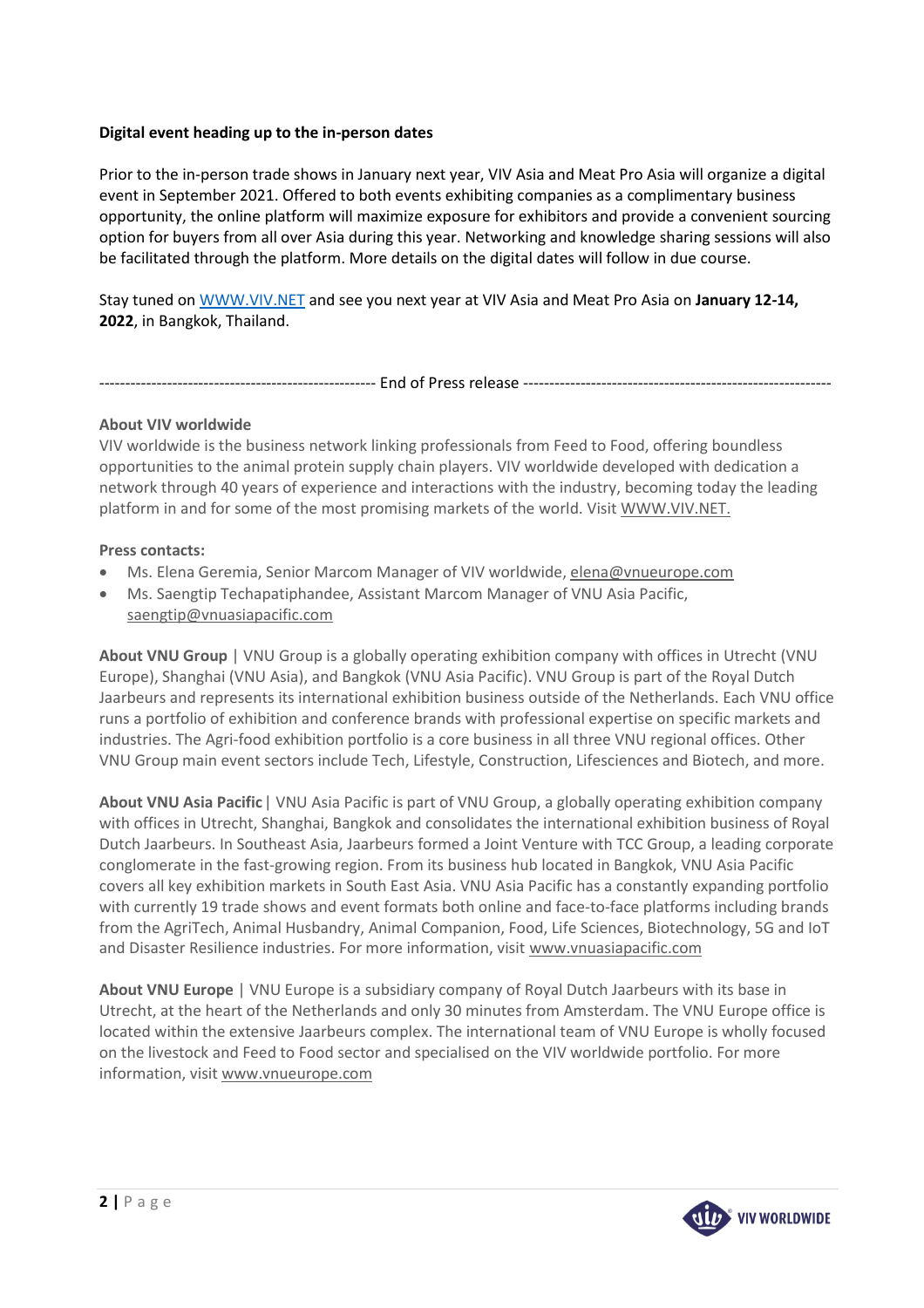**Digital event heading up to the in-person dates**

Prior to the in-person trade shows in January next year, VIV Asia and Meat Pro Asia will organize a digital event in September 2021. Offered to both events exhibiting companies as a complimentary business opportunity, the online platform will maximize exposure for exhibitors and provide a convenient sourcing option for buyers from all over Asia during this year. Networking and knowledge sharing sessions will also be facilitated through the platform. More details on the digital dates will follow in due course.

Stay tuned on WWW.VIV.NET and see you next year at VIV Asia and Meat Pro Asia on **January 12-14, 2022**, in Bangkok, Thailand.

---------------------------------------------------- End of Press release ----------------------------------------------------------

**About VIV worldwide**

VIV worldwide is the business network linking professionals from Feed to Food, offering boundless opportunities to the animal protein supply chain players. VIV worldwide developed with dedication a network through 40 years of experience and interactions with the industry, becoming today the leading platform in and for some of the most promising markets of the world. Visit WWW.VIV.NET.

**Press contacts:**

- Ms. Elena Geremia, Senior Marcom Manager of VIV worldwide, elena@vnueurope.com
- Ms. Saengtip Techapatiphandee, Assistant Marcom Manager of VNU Asia Pacific, saengtip@vnuasiapacific.com

**About VNU Group** | VNU Group is a globally operating exhibition company with offices in Utrecht (VNU Europe), Shanghai (VNU Asia), and Bangkok (VNU Asia Pacific). VNU Group is part of the Royal Dutch Jaarbeurs and represents its international exhibition business outside of the Netherlands. Each VNU office runs a portfolio of exhibition and conference brands with professional expertise on specific markets and industries. The Agri-food exhibition portfolio is a core business in all three VNU regional offices. Other VNU Group main event sectors include Tech, Lifestyle, Construction, Lifesciences and Biotech, and more.

**About VNU Asia Pacific** | VNU Asia Pacific is part of VNU Group, a globally operating exhibition company with offices in Utrecht, Shanghai, Bangkok and consolidates the international exhibition business of Royal Dutch Jaarbeurs. In Southeast Asia, Jaarbeurs formed a Joint Venture with TCC Group, a leading corporate conglomerate in the fast-growing region. From its business hub located in Bangkok, VNU Asia Pacific covers all key exhibition markets in South East Asia. VNU Asia Pacific has a constantly expanding portfolio with currently 19 trade shows and event formats both online and face-to-face platforms including brands from the AgriTech, Animal Husbandry, Animal Companion, Food, Life Sciences, Biotechnology, 5G and IoT and Disaster Resilience industries. For more information, visit www.vnuasiapacific.com

**About VNU Europe** | VNU Europe is a subsidiary company of Royal Dutch Jaarbeurs with its base in Utrecht, at the heart of the Netherlands and only 30 minutes from Amsterdam. The VNU Europe office is located within the extensive Jaarbeurs complex. The international team of VNU Europe is wholly focused on the livestock and Feed to Food sector and specialised on the VIV worldwide portfolio. For more information, visit www.vnueurope.com